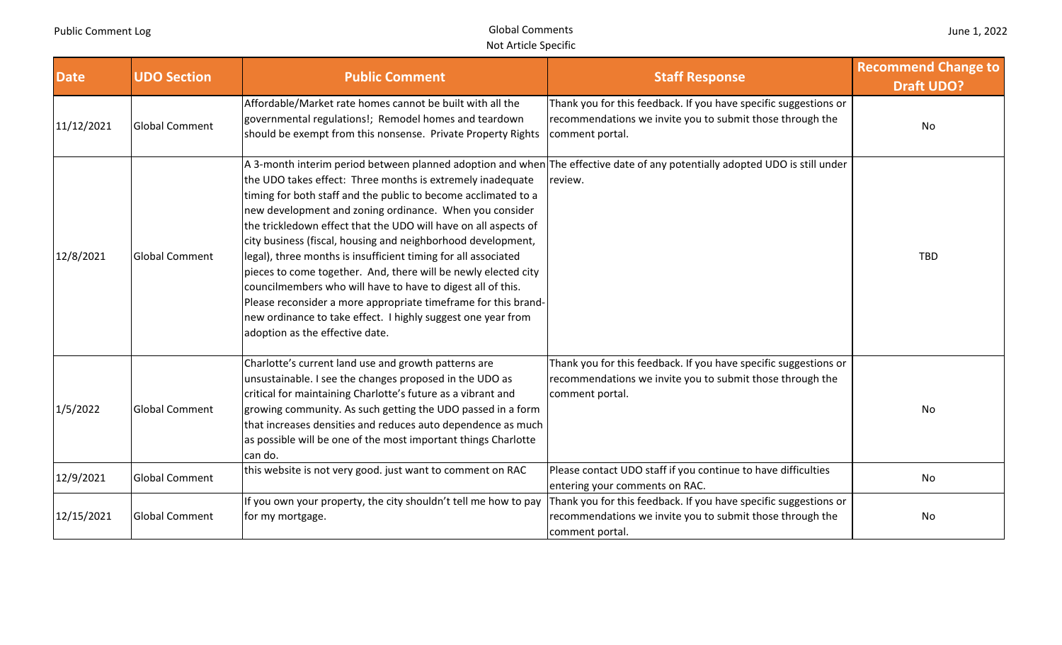| Date | UDO Section | Public Comment | Staff Response | Recommend Change to Draft UDO? |
|---|---|---|---|---|
| 11/12/2021 | Global Comment | Affordable/Market rate homes cannot be built with all the governmental regulations!; Remodel homes and teardown should be exempt from this nonsense. Private Property Rights | Thank you for this feedback. If you have specific suggestions or recommendations we invite you to submit those through the comment portal. | No |
| 12/8/2021 | Global Comment | A 3-month interim period between planned adoption and when the UDO takes effect: Three months is extremely inadequate timing for both staff and the public to become acclimated to a new development and zoning ordinance. When you consider the trickledown effect that the UDO will have on all aspects of city business (fiscal, housing and neighborhood development, legal), three months is insufficient timing for all associated pieces to come together. And, there will be newly elected city councilmembers who will have to have to digest all of this. Please reconsider a more appropriate timeframe for this brand-new ordinance to take effect. I highly suggest one year from adoption as the effective date. | The effective date of any potentially adopted UDO is still under review. | TBD |
| 1/5/2022 | Global Comment | Charlotte's current land use and growth patterns are unsustainable. I see the changes proposed in the UDO as critical for maintaining Charlotte's future as a vibrant and growing community. As such getting the UDO passed in a form that increases densities and reduces auto dependence as much as possible will be one of the most important things Charlotte can do. | Thank you for this feedback. If you have specific suggestions or recommendations we invite you to submit those through the comment portal. | No |
| 12/9/2021 | Global Comment | this website is not very good. just want to comment on RAC | Please contact UDO staff if you continue to have difficulties entering your comments on RAC. | No |
| 12/15/2021 | Global Comment | If you own your property, the city shouldn't tell me how to pay for my mortgage. | Thank you for this feedback. If you have specific suggestions or recommendations we invite you to submit those through the comment portal. | No |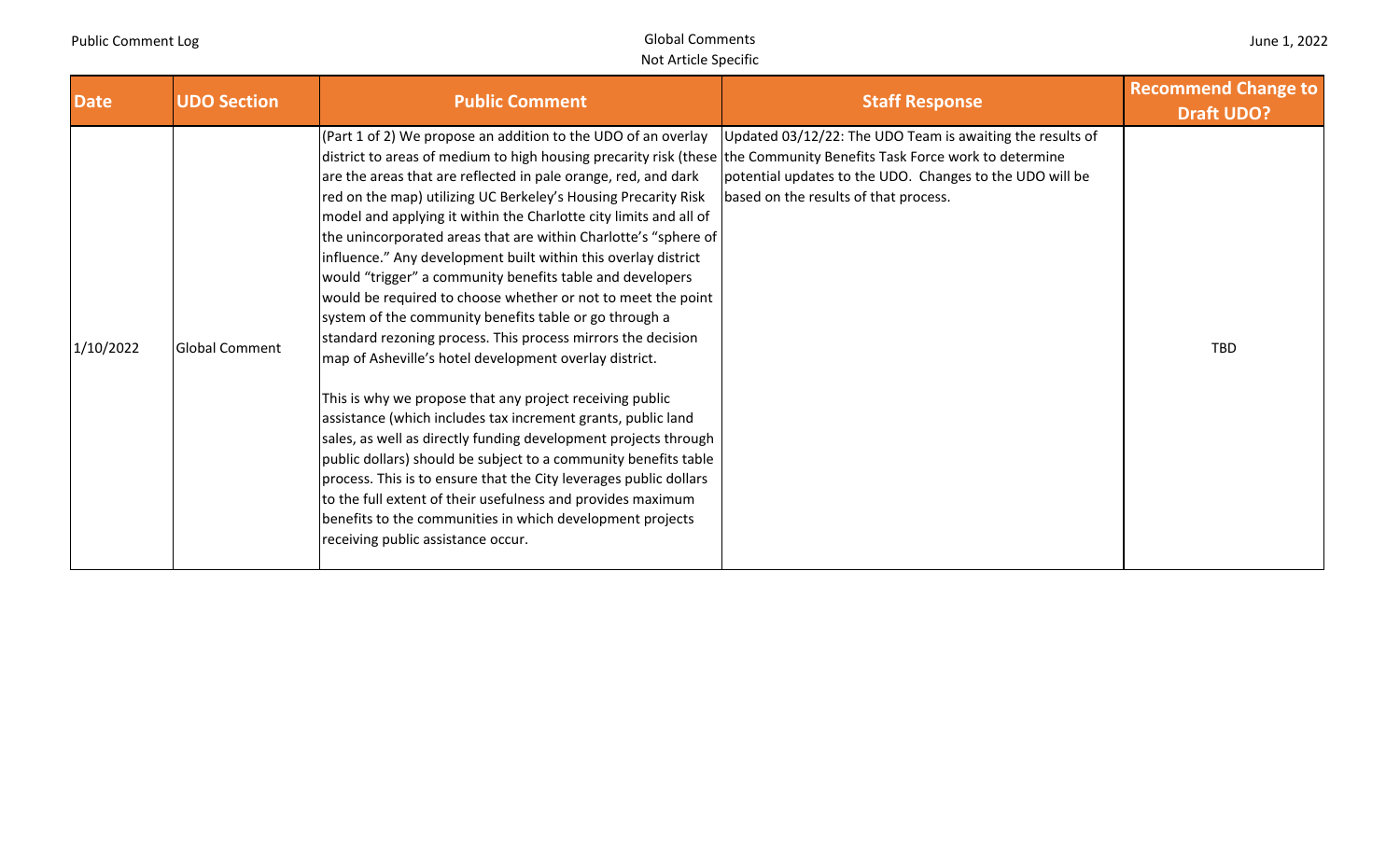| Date | UDO Section | Public Comment | Staff Response | Recommend Change to Draft UDO? |
|---|---|---|---|---|
| 1/10/2022 | Global Comment | (Part 1 of 2) We propose an addition to the UDO of an overlay district to areas of medium to high housing precarity risk (these are the areas that are reflected in pale orange, red, and dark red on the map) utilizing UC Berkeley's Housing Precarity Risk model and applying it within the Charlotte city limits and all of the unincorporated areas that are within Charlotte's "sphere of influence." Any development built within this overlay district would "trigger" a community benefits table and developers would be required to choose whether or not to meet the point system of the community benefits table or go through a standard rezoning process. This process mirrors the decision map of Asheville's hotel development overlay district.<br><br>This is why we propose that any project receiving public assistance (which includes tax increment grants, public land sales, as well as directly funding development projects through public dollars) should be subject to a community benefits table process. This is to ensure that the City leverages public dollars to the full extent of their usefulness and provides maximum benefits to the communities in which development projects receiving public assistance occur. | Updated 03/12/22: The UDO Team is awaiting the results of the Community Benefits Task Force work to determine potential updates to the UDO. Changes to the UDO will be based on the results of that process. | TBD |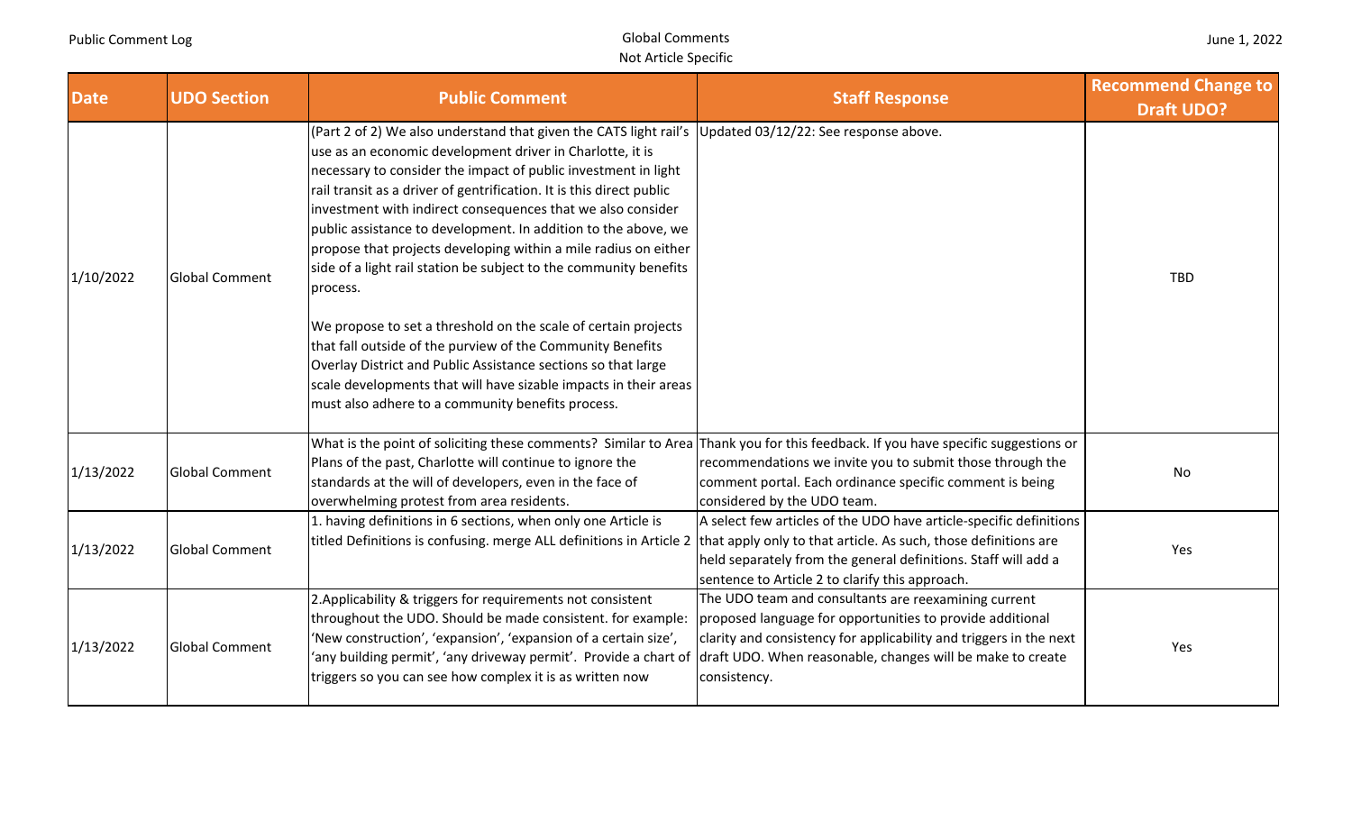| Date | UDO Section | Public Comment | Staff Response | Recommend Change to Draft UDO? |
|---|---|---|---|---|
| 1/10/2022 | Global Comment | (Part 2 of 2) We also understand that given the CATS light rail's use as an economic development driver in Charlotte, it is necessary to consider the impact of public investment in light rail transit as a driver of gentrification. It is this direct public investment with indirect consequences that we also consider public assistance to development. In addition to the above, we propose that projects developing within a mile radius on either side of a light rail station be subject to the community benefits process.<br><br>We propose to set a threshold on the scale of certain projects that fall outside of the purview of the Community Benefits Overlay District and Public Assistance sections so that large scale developments that will have sizable impacts in their areas must also adhere to a community benefits process. | Updated 03/12/22: See response above. | TBD |
| 1/13/2022 | Global Comment | What is the point of soliciting these comments? Similar to Area Plans of the past, Charlotte will continue to ignore the standards at the will of developers, even in the face of overwhelming protest from area residents. | Thank you for this feedback. If you have specific suggestions or recommendations we invite you to submit those through the comment portal. Each ordinance specific comment is being considered by the UDO team. | No |
| 1/13/2022 | Global Comment | 1. having definitions in 6 sections, when only one Article is titled Definitions is confusing. merge ALL definitions in Article 2 | A select few articles of the UDO have article-specific definitions that apply only to that article. As such, those definitions are held separately from the general definitions. Staff will add a sentence to Article 2 to clarify this approach. | Yes |
| 1/13/2022 | Global Comment | 2.Applicability & triggers for requirements not consistent throughout the UDO. Should be made consistent. for example: 'New construction', 'expansion', 'expansion of a certain size', 'any building permit', 'any driveway permit'. Provide a chart of triggers so you can see how complex it is as written now | The UDO team and consultants are reexamining current proposed language for opportunities to provide additional clarity and consistency for applicability and triggers in the next draft UDO. When reasonable, changes will be make to create consistency. | Yes |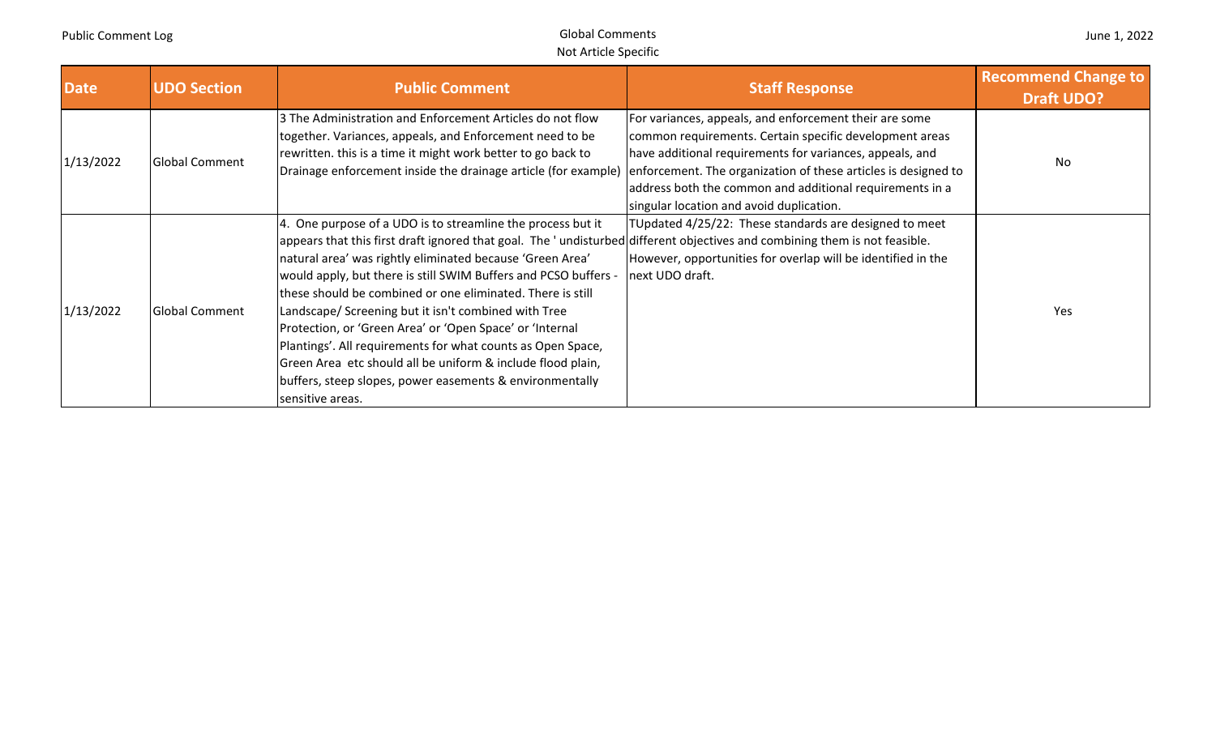| Date | UDO Section | Public Comment | Staff Response | Recommend Change to Draft UDO? |
|---|---|---|---|---|
| 1/13/2022 | Global Comment | 3 The Administration and Enforcement Articles do not flow together. Variances, appeals, and Enforcement need to be rewritten. this is a time it might work better to go back to Drainage enforcement inside the drainage article (for example) | For variances, appeals, and enforcement their are some common requirements. Certain specific development areas have additional requirements for variances, appeals, and enforcement. The organization of these articles is designed to address both the common and additional requirements in a singular location and avoid duplication. | No |
| 1/13/2022 | Global Comment | 4. One purpose of a UDO is to streamline the process but it appears that this first draft ignored that goal. The ' undisturbed natural area' was rightly eliminated because 'Green Area' would apply, but there is still SWIM Buffers and PCSO buffers - these should be combined or one eliminated. There is still Landscape/ Screening but it isn't combined with Tree Protection, or 'Green Area' or 'Open Space' or 'Internal Plantings'. All requirements for what counts as Open Space, Green Area etc should all be uniform & include flood plain, buffers, steep slopes, power easements & environmentally sensitive areas. | TUpdated 4/25/22: These standards are designed to meet different objectives and combining them is not feasible. However, opportunities for overlap will be identified in the next UDO draft. | Yes |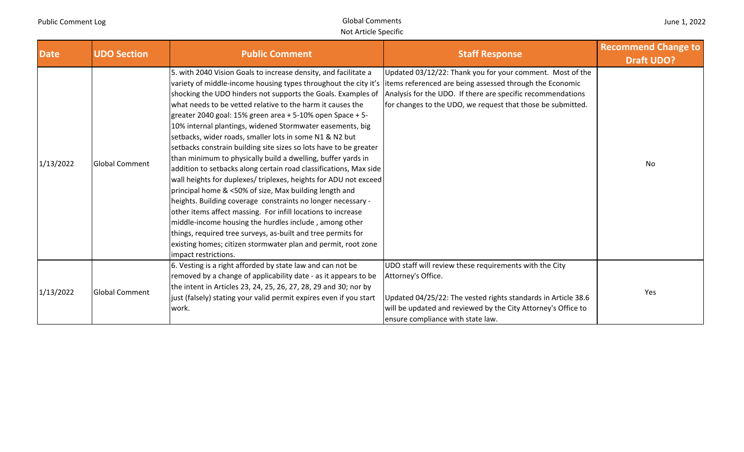| Date | UDO Section | Public Comment | Staff Response | Recommend Change to Draft UDO? |
| --- | --- | --- | --- | --- |
| 1/13/2022 | Global Comment | 5. with 2040 Vision Goals to increase density, and facilitate a variety of middle-income housing types throughout the city it's shocking the UDO hinders not supports the Goals. Examples of what needs to be vetted relative to the harm it causes the greater 2040 goal: 15% green area + 5-10% open Space + 5-10% internal plantings, widened Stormwater easements, big setbacks, wider roads, smaller lots in some N1 & N2 but setbacks constrain building site sizes so lots have to be greater than minimum to physically build a dwelling, buffer yards in addition to setbacks along certain road classifications, Max side wall heights for duplexes/ triplexes, heights for ADU not exceed principal home & <50% of size, Max building length and heights. Building coverage constraints no longer necessary - other items affect massing. For infill locations to increase middle-income housing the hurdles include , among other things, required tree surveys, as-built and tree permits for existing homes; citizen stormwater plan and permit, root zone impact restrictions. | Updated 03/12/22: Thank you for your comment. Most of the items referenced are being assessed through the Economic Analysis for the UDO. If there are specific recommendations for changes to the UDO, we request that those be submitted. | No |
| 1/13/2022 | Global Comment | 6. Vesting is a right afforded by state law and can not be removed by a change of applicability date - as it appears to be the intent in Articles 23, 24, 25, 26, 27, 28, 29 and 30; nor by just (falsely) stating your valid permit expires even if you start work. | UDO staff will review these requirements with the City Attorney's Office.<br><br>Updated 04/25/22: The vested rights standards in Article 38.6 will be updated and reviewed by the City Attorney's Office to ensure compliance with state law. | Yes |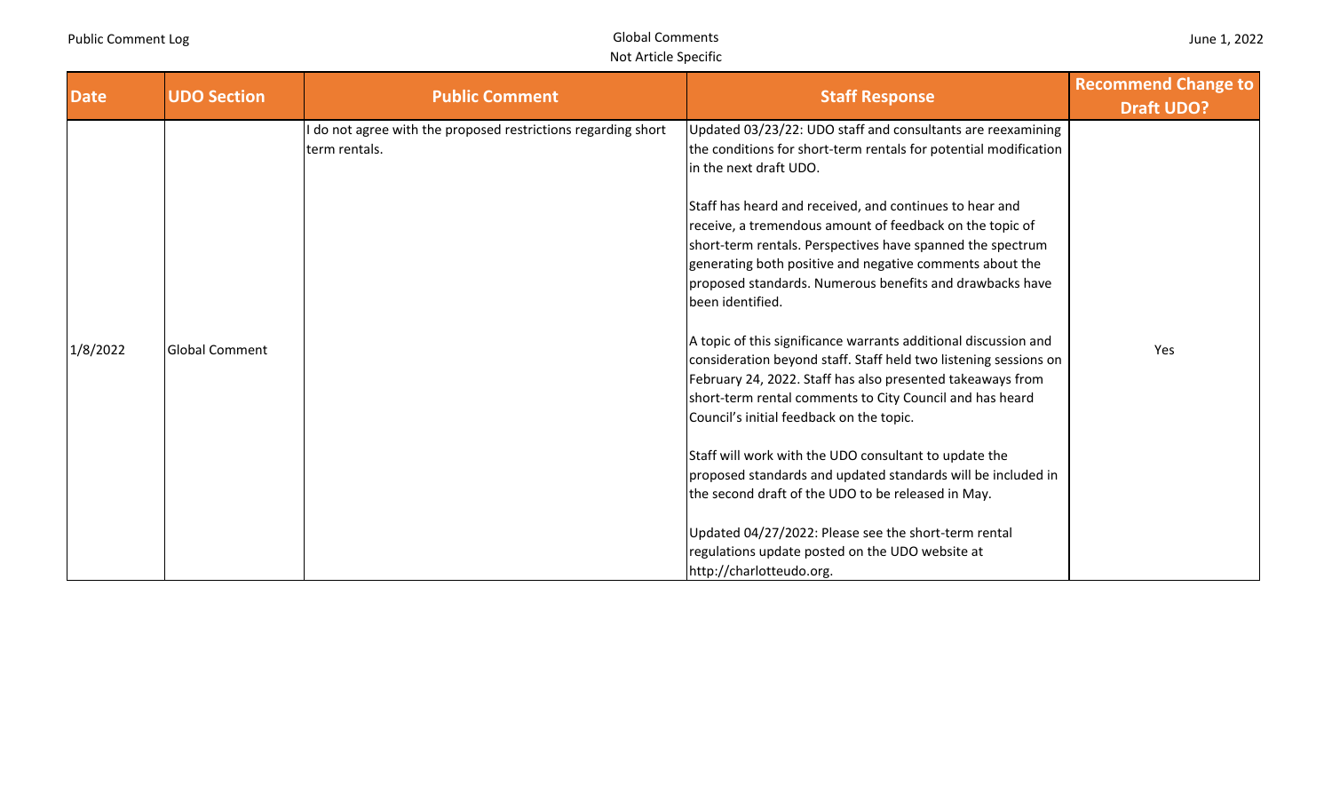| Date | UDO Section | Public Comment | Staff Response | Recommend Change to Draft UDO? |
| --- | --- | --- | --- | --- |
| 1/8/2022 | Global Comment | I do not agree with the proposed restrictions regarding short term rentals. | Updated 03/23/22: UDO staff and consultants are reexamining the conditions for short-term rentals for potential modification in the next draft UDO.<br><br>Staff has heard and received, and continues to hear and receive, a tremendous amount of feedback on the topic of short-term rentals. Perspectives have spanned the spectrum generating both positive and negative comments about the proposed standards. Numerous benefits and drawbacks have been identified.<br><br>A topic of this significance warrants additional discussion and consideration beyond staff. Staff held two listening sessions on February 24, 2022. Staff has also presented takeaways from short-term rental comments to City Council and has heard Council's initial feedback on the topic.<br><br>Staff will work with the UDO consultant to update the proposed standards and updated standards will be included in the second draft of the UDO to be released in May.<br><br>Updated 04/27/2022: Please see the short-term rental regulations update posted on the UDO website at http://charlotteudo.org. | Yes |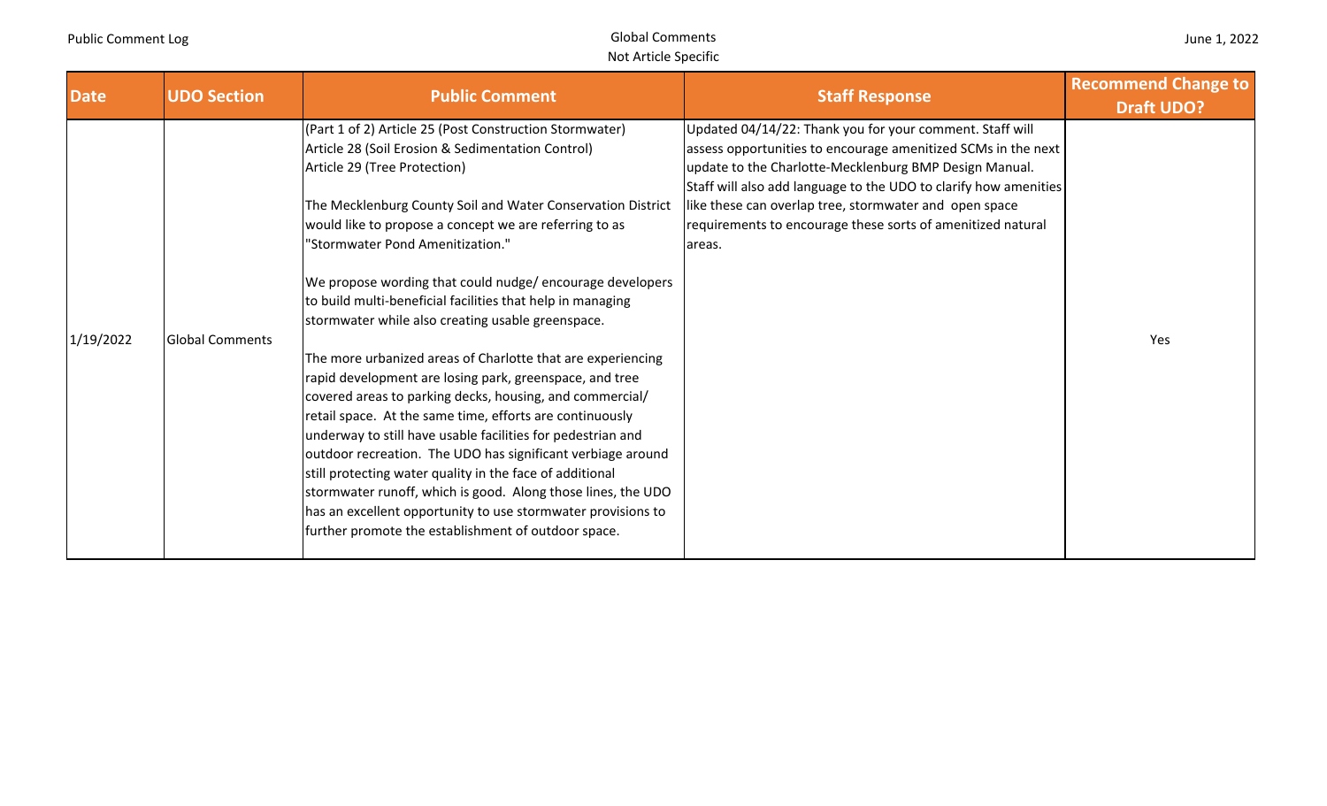| Date | UDO Section | Public Comment | Staff Response | Recommend Change to Draft UDO? |
|---|---|---|---|---|
| 1/19/2022 | Global Comments | (Part 1 of 2) Article 25 (Post Construction Stormwater)<br>Article 28 (Soil Erosion & Sedimentation Control)<br>Article 29 (Tree Protection)<br><br>The Mecklenburg County Soil and Water Conservation District would like to propose a concept we are referring to as "Stormwater Pond Amenitization."<br><br>We propose wording that could nudge/ encourage developers to build multi-beneficial facilities that help in managing stormwater while also creating usable greenspace.<br><br>The more urbanized areas of Charlotte that are experiencing rapid development are losing park, greenspace, and tree covered areas to parking decks, housing, and commercial/ retail space. At the same time, efforts are continuously underway to still have usable facilities for pedestrian and outdoor recreation. The UDO has significant verbiage around still protecting water quality in the face of additional stormwater runoff, which is good. Along those lines, the UDO has an excellent opportunity to use stormwater provisions to further promote the establishment of outdoor space. | Updated 04/14/22: Thank you for your comment. Staff will assess opportunities to encourage amenitized SCMs in the next update to the Charlotte-Mecklenburg BMP Design Manual. Staff will also add language to the UDO to clarify how amenities like these can overlap tree, stormwater and open space requirements to encourage these sorts of amenitized natural areas. | Yes |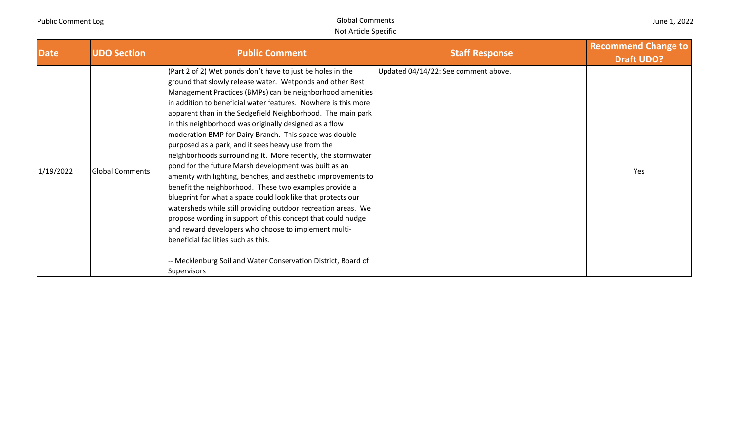| Date | UDO Section | Public Comment | Staff Response | Recommend Change to Draft UDO? |
|---|---|---|---|---|
| 1/19/2022 | Global Comments | (Part 2 of 2) Wet ponds don't have to just be holes in the ground that slowly release water. Wetponds and other Best Management Practices (BMPs) can be neighborhood amenities in addition to beneficial water features. Nowhere is this more apparent than in the Sedgefield Neighborhood. The main park in this neighborhood was originally designed as a flow moderation BMP for Dairy Branch. This space was double purposed as a park, and it sees heavy use from the neighborhoods surrounding it. More recently, the stormwater pond for the future Marsh development was built as an amenity with lighting, benches, and aesthetic improvements to benefit the neighborhood. These two examples provide a blueprint for what a space could look like that protects our watersheds while still providing outdoor recreation areas. We propose wording in support of this concept that could nudge and reward developers who choose to implement multi-beneficial facilities such as this.<br><br>-- Mecklenburg Soil and Water Conservation District, Board of Supervisors | Updated 04/14/22: See comment above. | Yes |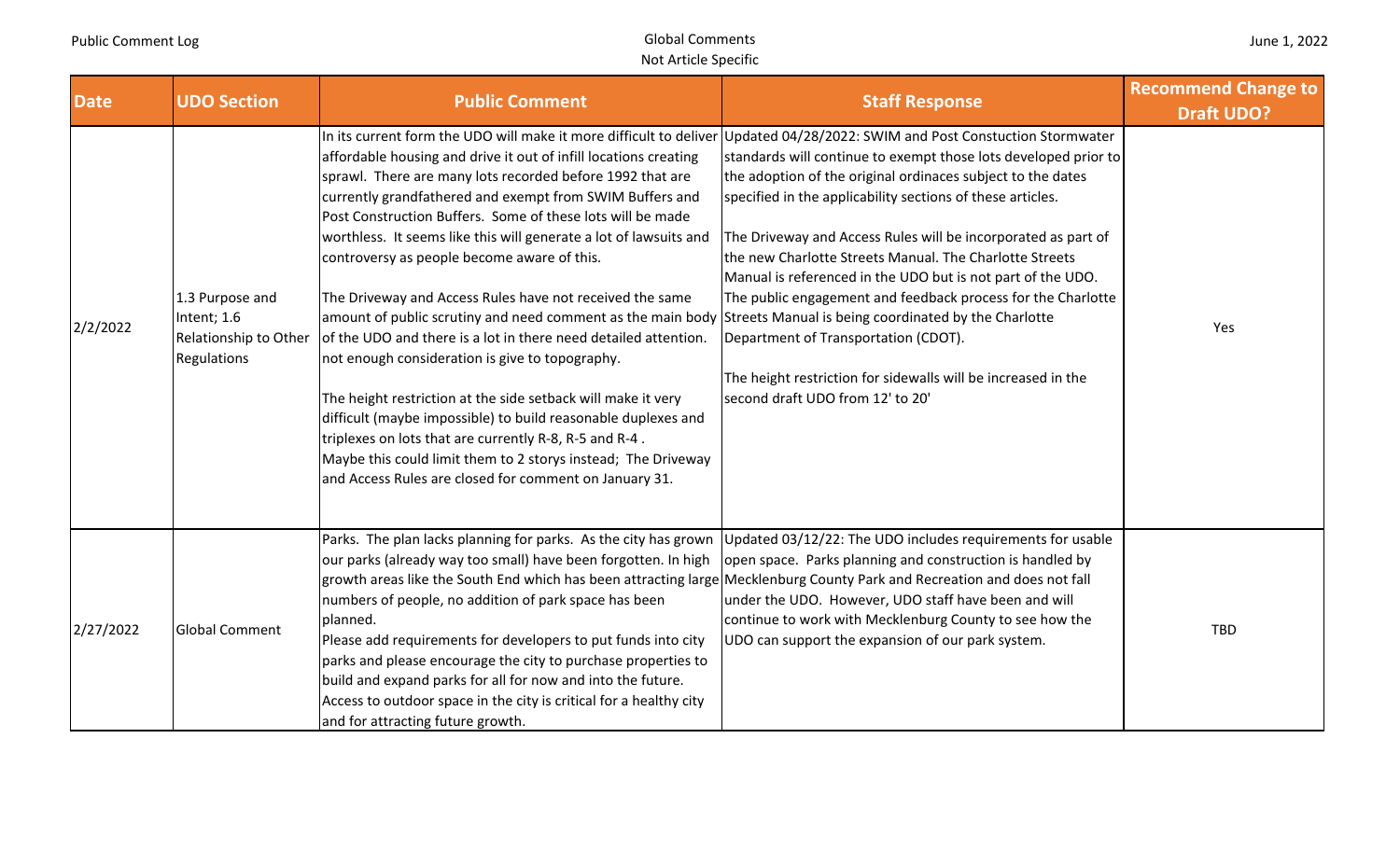| Date | UDO Section | Public Comment | Staff Response | Recommend Change to Draft UDO? |
| --- | --- | --- | --- | --- |
| 2/2/2022 | 1.3 Purpose and Intent; 1.6 Relationship to Other Regulations | In its current form the UDO will make it more difficult to deliver affordable housing and drive it out of infill locations creating sprawl. There are many lots recorded before 1992 that are currently grandfathered and exempt from SWIM Buffers and Post Construction Buffers. Some of these lots will be made worthless. It seems like this will generate a lot of lawsuits and controversy as people become aware of this.<br><br>The Driveway and Access Rules have not received the same amount of public scrutiny and need comment as the main body of the UDO and there is a lot in there need detailed attention. not enough consideration is give to topography.<br><br>The height restriction at the side setback will make it very difficult (maybe impossible) to build reasonable duplexes and triplexes on lots that are currently R-8, R-5 and R-4 .<br>Maybe this could limit them to 2 storys instead; The Driveway and Access Rules are closed for comment on January 31. | Updated 04/28/2022: SWIM and Post Constuction Stormwater standards will continue to exempt those lots developed prior to the adoption of the original ordinaces subject to the dates specified in the applicability sections of these articles.<br><br>The Driveway and Access Rules will be incorporated as part of the new Charlotte Streets Manual. The Charlotte Streets Manual is referenced in the UDO but is not part of the UDO. The public engagement and feedback process for the Charlotte Streets Manual is being coordinated by the Charlotte Department of Transportation (CDOT).<br><br>The height restriction for sidewalls will be increased in the second draft UDO from 12' to 20' | Yes |
| 2/27/2022 | Global Comment | Parks. The plan lacks planning for parks. As the city has grown our parks (already way too small) have been forgotten. In high growth areas like the South End which has been attracting large numbers of people, no addition of park space has been planned.<br>Please add requirements for developers to put funds into city parks and please encourage the city to purchase properties to build and expand parks for all for now and into the future.<br>Access to outdoor space in the city is critical for a healthy city and for attracting future growth. | Updated 03/12/22: The UDO includes requirements for usable open space. Parks planning and construction is handled by Mecklenburg County Park and Recreation and does not fall under the UDO. However, UDO staff have been and will continue to work with Mecklenburg County to see how the UDO can support the expansion of our park system. | TBD |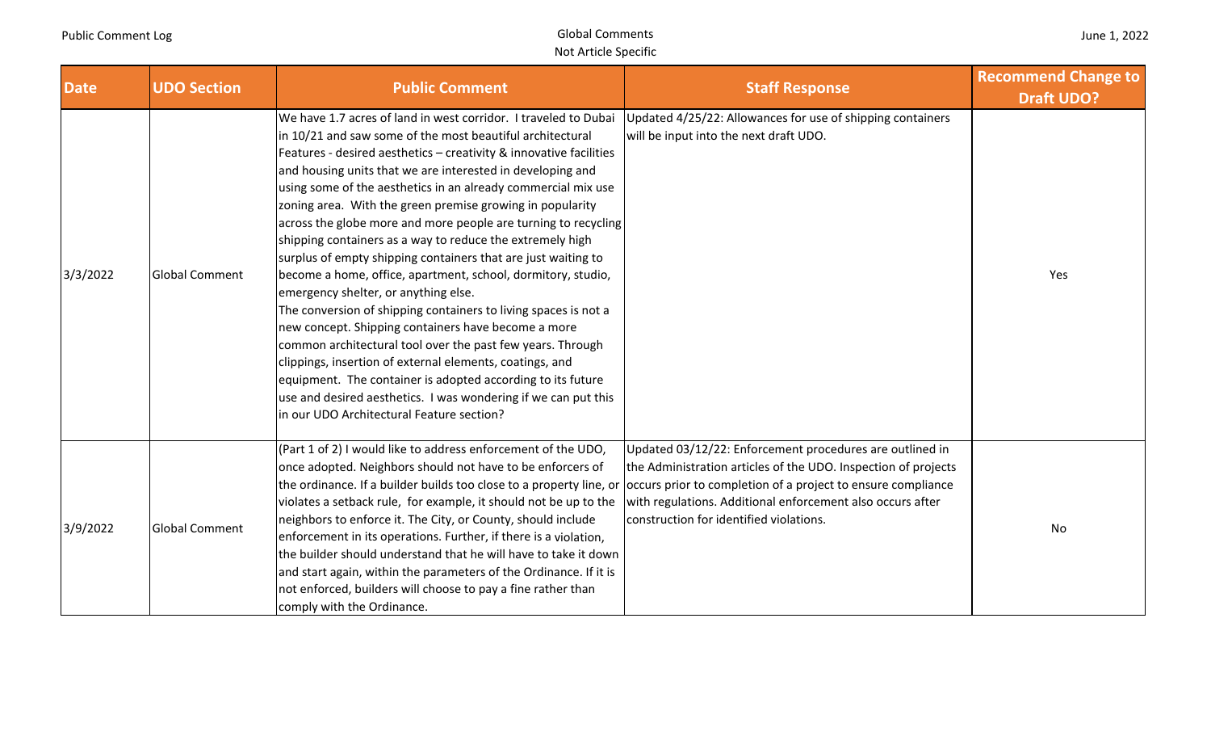| Date | UDO Section | Public Comment | Staff Response | Recommend Change to Draft UDO? |
|---|---|---|---|---|
| 3/3/2022 | Global Comment | We have 1.7 acres of land in west corridor. I traveled to Dubai in 10/21 and saw some of the most beautiful architectural Features - desired aesthetics – creativity & innovative facilities and housing units that we are interested in developing and using some of the aesthetics in an already commercial mix use zoning area. With the green premise growing in popularity across the globe more and more people are turning to recycling shipping containers as a way to reduce the extremely high surplus of empty shipping containers that are just waiting to become a home, office, apartment, school, dormitory, studio, emergency shelter, or anything else.<br>The conversion of shipping containers to living spaces is not a new concept. Shipping containers have become a more common architectural tool over the past few years. Through clippings, insertion of external elements, coatings, and equipment. The container is adopted according to its future use and desired aesthetics. I was wondering if we can put this in our UDO Architectural Feature section? | Updated 4/25/22: Allowances for use of shipping containers will be input into the next draft UDO. | Yes |
| 3/9/2022 | Global Comment | (Part 1 of 2) I would like to address enforcement of the UDO, once adopted. Neighbors should not have to be enforcers of the ordinance. If a builder builds too close to a property line, or violates a setback rule, for example, it should not be up to the neighbors to enforce it. The City, or County, should include enforcement in its operations. Further, if there is a violation, the builder should understand that he will have to take it down and start again, within the parameters of the Ordinance. If it is not enforced, builders will choose to pay a fine rather than comply with the Ordinance. | Updated 03/12/22: Enforcement procedures are outlined in the Administration articles of the UDO. Inspection of projects occurs prior to completion of a project to ensure compliance with regulations. Additional enforcement also occurs after construction for identified violations. | No |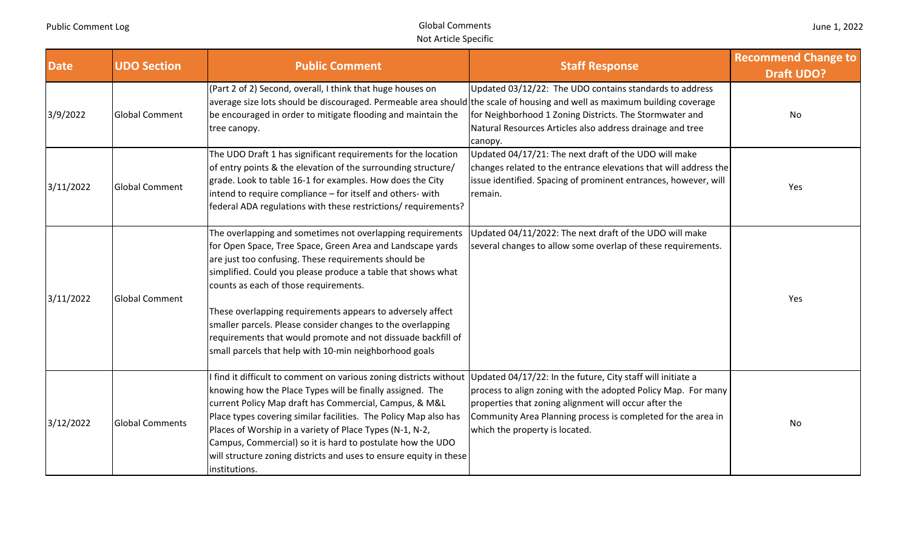| Date | UDO Section | Public Comment | Staff Response | Recommend Change to Draft UDO? |
|---|---|---|---|---|
| 3/9/2022 | Global Comment | (Part 2 of 2) Second, overall, I think that huge houses on average size lots should be discouraged. Permeable area should be encouraged in order to mitigate flooding and maintain the tree canopy. | Updated 03/12/22: The UDO contains standards to address the scale of housing and well as maximum building coverage for Neighborhood 1 Zoning Districts. The Stormwater and Natural Resources Articles also address drainage and tree canopy. | No |
| 3/11/2022 | Global Comment | The UDO Draft 1 has significant requirements for the location of entry points & the elevation of the surrounding structure/ grade. Look to table 16-1 for examples. How does the City intend to require compliance – for itself and others- with federal ADA regulations with these restrictions/ requirements? | Updated 04/17/21: The next draft of the UDO will make changes related to the entrance elevations that will address the issue identified. Spacing of prominent entrances, however, will remain. | Yes |
| 3/11/2022 | Global Comment | The overlapping and sometimes not overlapping requirements for Open Space, Tree Space, Green Area and Landscape yards are just too confusing. These requirements should be simplified. Could you please produce a table that shows what counts as each of those requirements.<br><br>These overlapping requirements appears to adversely affect smaller parcels. Please consider changes to the overlapping requirements that would promote and not dissuade backfill of small parcels that help with 10-min neighborhood goals | Updated 04/11/2022: The next draft of the UDO will make several changes to allow some overlap of these requirements. | Yes |
| 3/12/2022 | Global Comments | I find it difficult to comment on various zoning districts without knowing how the Place Types will be finally assigned. The current Policy Map draft has Commercial, Campus, & M&L Place types covering similar facilities. The Policy Map also has Places of Worship in a variety of Place Types (N-1, N-2, Campus, Commercial) so it is hard to postulate how the UDO will structure zoning districts and uses to ensure equity in these institutions. | Updated 04/17/22: In the future, City staff will initiate a process to align zoning with the adopted Policy Map. For many properties that zoning alignment will occur after the Community Area Planning process is completed for the area in which the property is located. | No |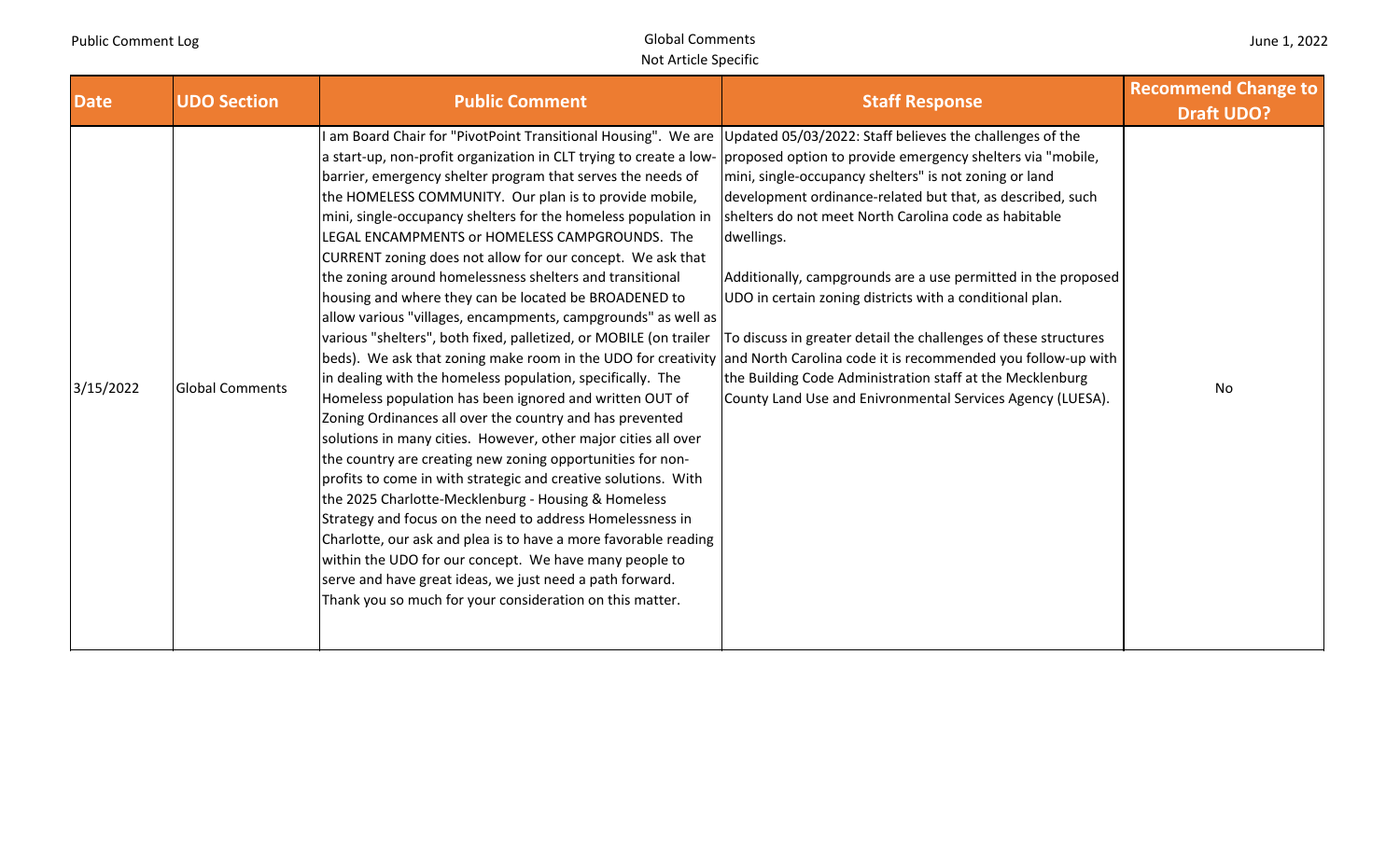| Date | UDO Section | Public Comment | Staff Response | Recommend Change to Draft UDO? |
| --- | --- | --- | --- | --- |
| 3/15/2022 | Global Comments | I am Board Chair for "PivotPoint Transitional Housing". We are a start-up, non-profit organization in CLT trying to create a low-barrier, emergency shelter program that serves the needs of the HOMELESS COMMUNITY. Our plan is to provide mobile, mini, single-occupancy shelters for the homeless population in LEGAL ENCAMPMENTS or HOMELESS CAMPGROUNDS. The CURRENT zoning does not allow for our concept. We ask that the zoning around homelessness shelters and transitional housing and where they can be located be BROADENED to allow various "villages, encampments, campgrounds" as well as various "shelters", both fixed, palletized, or MOBILE (on trailer beds). We ask that zoning make room in the UDO for creativity in dealing with the homeless population, specifically. The Homeless population has been ignored and written OUT of Zoning Ordinances all over the country and has prevented solutions in many cities. However, other major cities all over the country are creating new zoning opportunities for non-profits to come in with strategic and creative solutions. With the 2025 Charlotte-Mecklenburg - Housing & Homeless Strategy and focus on the need to address Homelessness in Charlotte, our ask and plea is to have a more favorable reading within the UDO for our concept. We have many people to serve and have great ideas, we just need a path forward. Thank you so much for your consideration on this matter. | Updated 05/03/2022: Staff believes the challenges of the proposed option to provide emergency shelters via "mobile, mini, single-occupancy shelters" is not zoning or land development ordinance-related but that, as described, such shelters do not meet North Carolina code as habitable dwellings.<br><br>Additionally, campgrounds are a use permitted in the proposed UDO in certain zoning districts with a conditional plan.<br><br>To discuss in greater detail the challenges of these structures and North Carolina code it is recommended you follow-up with the Building Code Administration staff at the Mecklenburg County Land Use and Enivronmental Services Agency (LUESA). | No |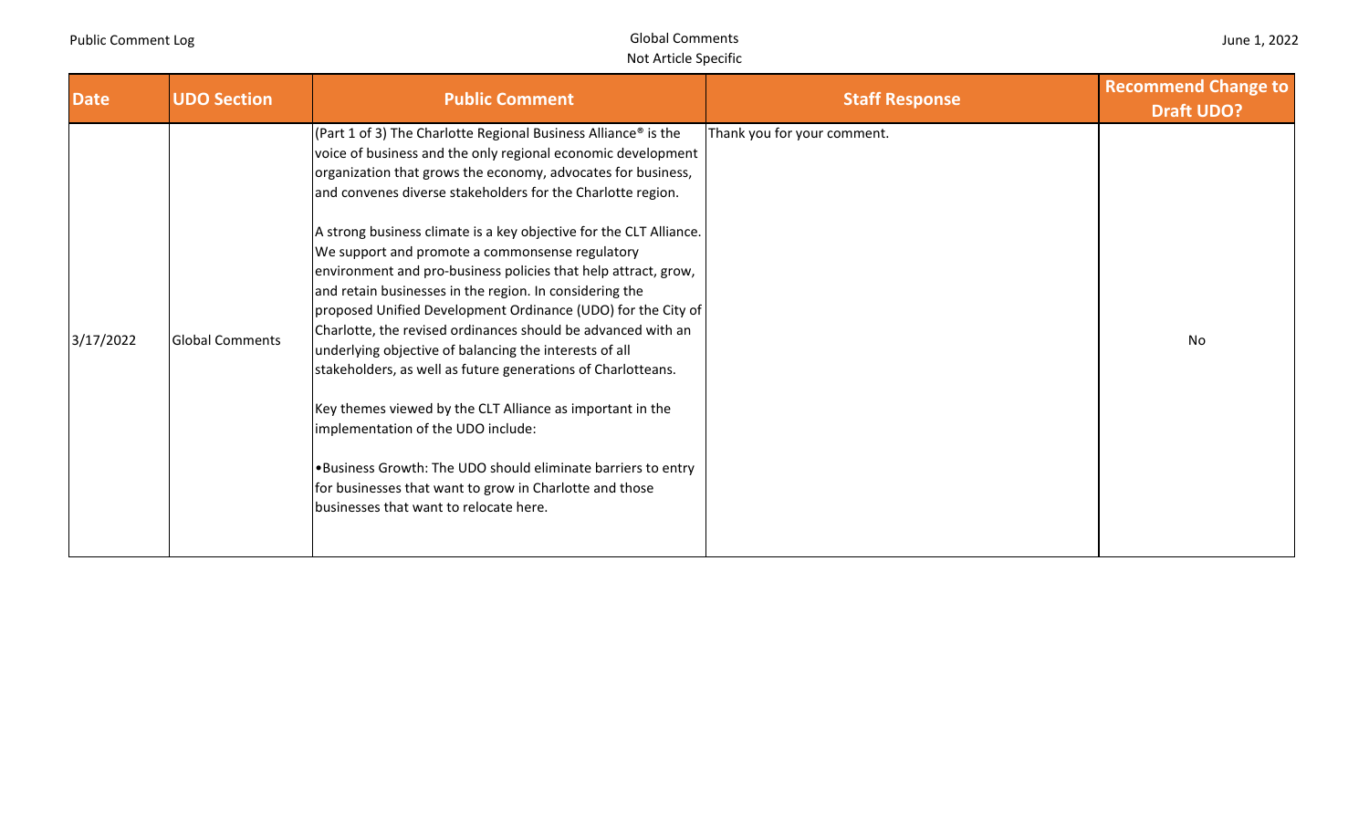| Date | UDO Section | Public Comment | Staff Response | Recommend Change to Draft UDO? |
|---|---|---|---|---|
| 3/17/2022 | Global Comments | (Part 1 of 3) The Charlotte Regional Business Alliance® is the voice of business and the only regional economic development organization that grows the economy, advocates for business, and convenes diverse stakeholders for the Charlotte region.<br><br>A strong business climate is a key objective for the CLT Alliance. We support and promote a commonsense regulatory environment and pro-business policies that help attract, grow, and retain businesses in the region. In considering the proposed Unified Development Ordinance (UDO) for the City of Charlotte, the revised ordinances should be advanced with an underlying objective of balancing the interests of all stakeholders, as well as future generations of Charlotteans.<br><br>Key themes viewed by the CLT Alliance as important in the implementation of the UDO include:<br><br>•Business Growth: The UDO should eliminate barriers to entry for businesses that want to grow in Charlotte and those businesses that want to relocate here. | Thank you for your comment. | No |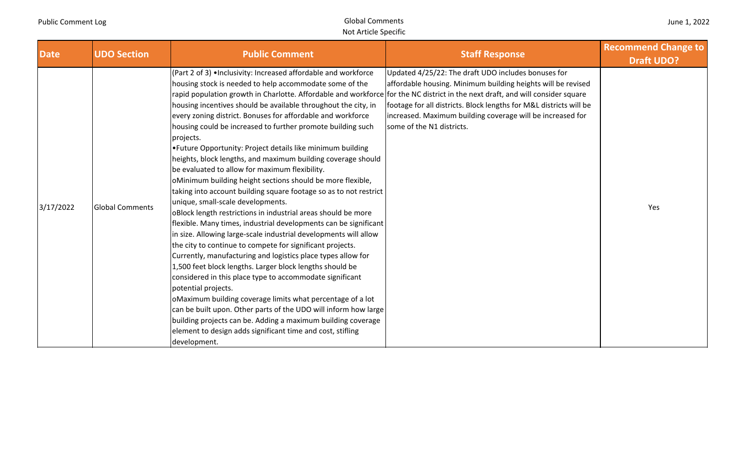| Date | UDO Section | Public Comment | Staff Response | Recommend Change to Draft UDO? |
|---|---|---|---|---|
| 3/17/2022 | Global Comments | (Part 2 of 3) •Inclusivity: Increased affordable and workforce housing stock is needed to help accommodate some of the rapid population growth in Charlotte. Affordable and workforce housing incentives should be available throughout the city, in every zoning district. Bonuses for affordable and workforce housing could be increased to further promote building such projects.<br>•Future Opportunity: Project details like minimum building heights, block lengths, and maximum building coverage should be evaluated to allow for maximum flexibility.<br>oMinimum building height sections should be more flexible, taking into account building square footage so as to not restrict unique, small-scale developments.<br>oBlock length restrictions in industrial areas should be more flexible. Many times, industrial developments can be significant in size. Allowing large-scale industrial developments will allow the city to continue to compete for significant projects. Currently, manufacturing and logistics place types allow for 1,500 feet block lengths. Larger block lengths should be considered in this place type to accommodate significant potential projects.<br>oMaximum building coverage limits what percentage of a lot can be built upon. Other parts of the UDO will inform how large building projects can be. Adding a maximum building coverage element to design adds significant time and cost, stifling development. | Updated 4/25/22: The draft UDO includes bonuses for affordable housing. Minimum building heights will be revised for the NC district in the next draft, and will consider square footage for all districts. Block lengths for M&L districts will be increased. Maximum building coverage will be increased for some of the N1 districts. | Yes |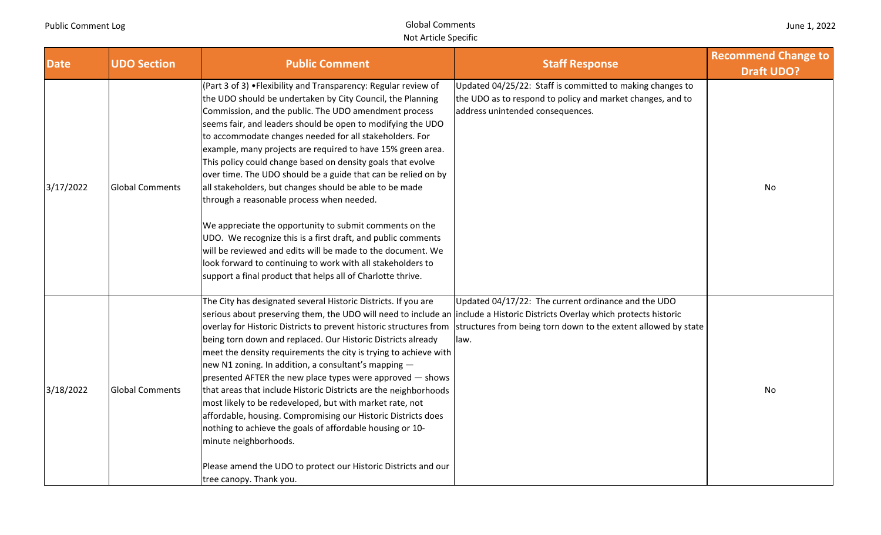| Date | UDO Section | Public Comment | Staff Response | Recommend Change to Draft UDO? |
| --- | --- | --- | --- | --- |
| 3/17/2022 | Global Comments | (Part 3 of 3) •Flexibility and Transparency: Regular review of the UDO should be undertaken by City Council, the Planning Commission, and the public. The UDO amendment process seems fair, and leaders should be open to modifying the UDO to accommodate changes needed for all stakeholders. For example, many projects are required to have 15% green area. This policy could change based on density goals that evolve over time. The UDO should be a guide that can be relied on by all stakeholders, but changes should be able to be made through a reasonable process when needed.<br><br>We appreciate the opportunity to submit comments on the UDO. We recognize this is a first draft, and public comments will be reviewed and edits will be made to the document. We look forward to continuing to work with all stakeholders to support a final product that helps all of Charlotte thrive. | Updated 04/25/22: Staff is committed to making changes to the UDO as to respond to policy and market changes, and to address unintended consequences. | No |
| 3/18/2022 | Global Comments | The City has designated several Historic Districts. If you are serious about preserving them, the UDO will need to include an overlay for Historic Districts to prevent historic structures from being torn down and replaced. Our Historic Districts already meet the density requirements the city is trying to achieve with new N1 zoning. In addition, a consultant's mapping — presented AFTER the new place types were approved — shows that areas that include Historic Districts are the neighborhoods most likely to be redeveloped, but with market rate, not affordable, housing. Compromising our Historic Districts does nothing to achieve the goals of affordable housing or 10-minute neighborhoods.<br><br>Please amend the UDO to protect our Historic Districts and our tree canopy. Thank you. | Updated 04/17/22: The current ordinance and the UDO include a Historic Districts Overlay which protects historic structures from being torn down to the extent allowed by state law. | No |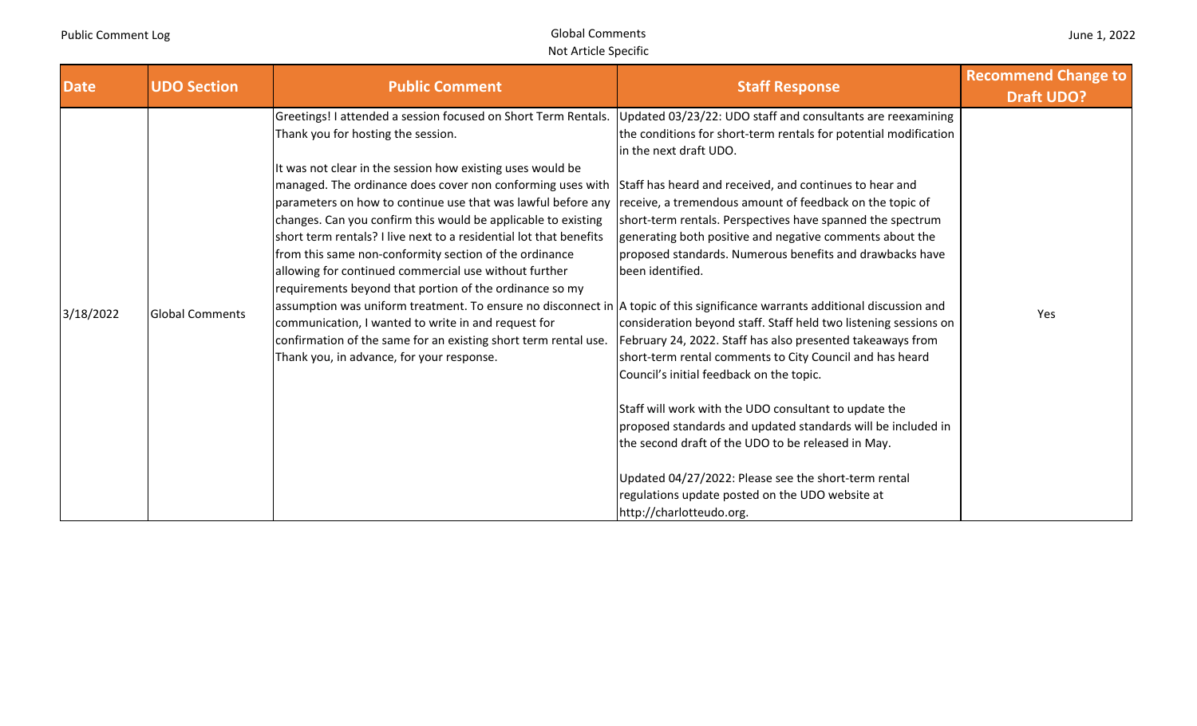| Date | UDO Section | Public Comment | Staff Response | Recommend Change to Draft UDO? |
|---|---|---|---|---|
| 3/18/2022 | Global Comments | Greetings! I attended a session focused on Short Term Rentals. Thank you for hosting the session.<br><br>It was not clear in the session how existing uses would be managed. The ordinance does cover non conforming uses with parameters on how to continue use that was lawful before any changes. Can you confirm this would be applicable to existing short term rentals? I live next to a residential lot that benefits from this same non-conformity section of the ordinance allowing for continued commercial use without further requirements beyond that portion of the ordinance so my assumption was uniform treatment. To ensure no disconnect in communication, I wanted to write in and request for confirmation of the same for an existing short term rental use. Thank you, in advance, for your response. | Updated 03/23/22: UDO staff and consultants are reexamining the conditions for short-term rentals for potential modification in the next draft UDO.<br><br>Staff has heard and received, and continues to hear and receive, a tremendous amount of feedback on the topic of short-term rentals. Perspectives have spanned the spectrum generating both positive and negative comments about the proposed standards. Numerous benefits and drawbacks have been identified.<br><br>A topic of this significance warrants additional discussion and consideration beyond staff. Staff held two listening sessions on February 24, 2022. Staff has also presented takeaways from short-term rental comments to City Council and has heard Council's initial feedback on the topic.<br><br>Staff will work with the UDO consultant to update the proposed standards and updated standards will be included in the second draft of the UDO to be released in May.<br><br>Updated 04/27/2022: Please see the short-term rental regulations update posted on the UDO website at http://charlotteudo.org. | Yes |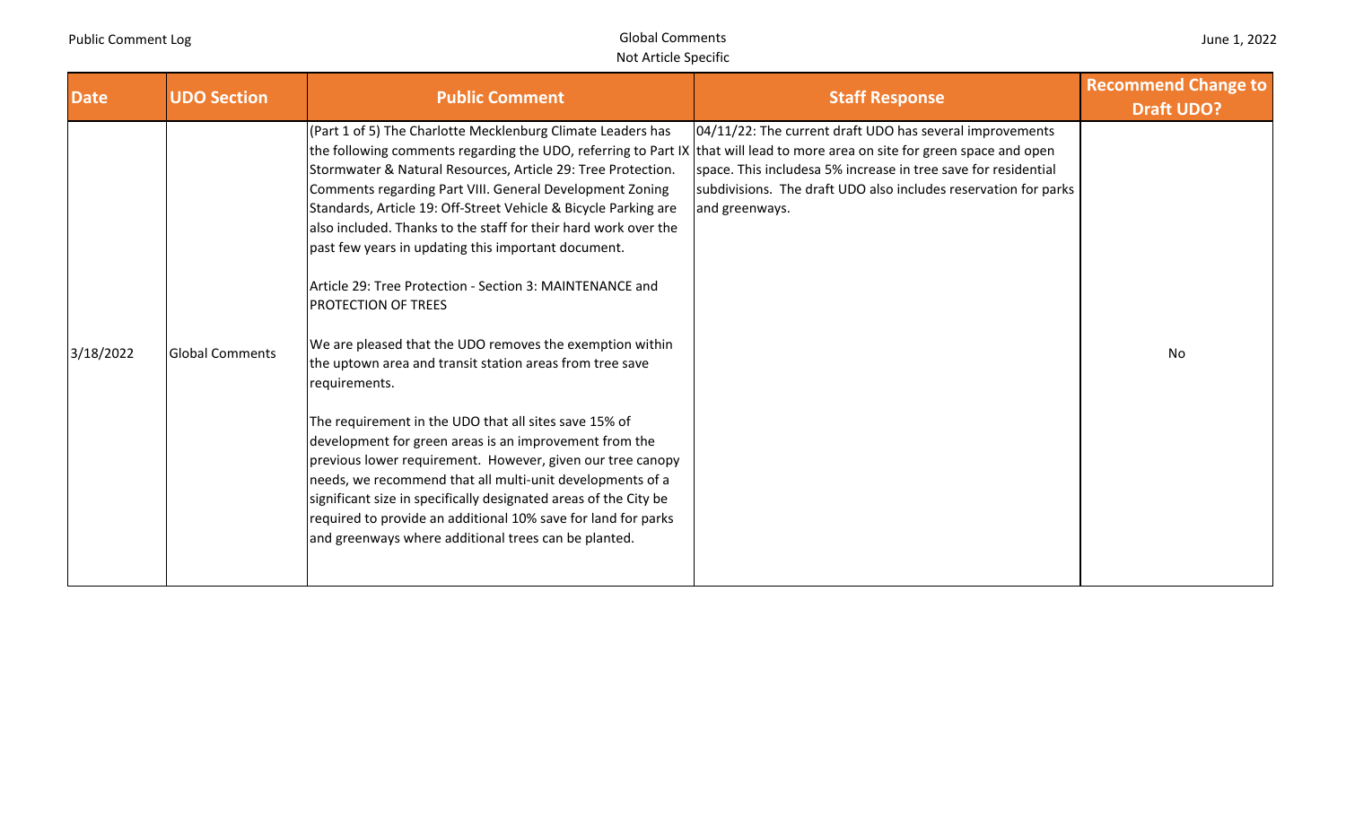| Date | UDO Section | Public Comment | Staff Response | Recommend Change to Draft UDO? |
|---|---|---|---|---|
| 3/18/2022 | Global Comments | (Part 1 of 5) The Charlotte Mecklenburg Climate Leaders has the following comments regarding the UDO, referring to Part IX Stormwater & Natural Resources, Article 29: Tree Protection. Comments regarding Part VIII. General Development Zoning Standards, Article 19: Off-Street Vehicle & Bicycle Parking are also included. Thanks to the staff for their hard work over the past few years in updating this important document.<br><br>Article 29: Tree Protection - Section 3: MAINTENANCE and PROTECTION OF TREES<br><br>We are pleased that the UDO removes the exemption within the uptown area and transit station areas from tree save requirements.<br><br>The requirement in the UDO that all sites save 15% of development for green areas is an improvement from the previous lower requirement. However, given our tree canopy needs, we recommend that all multi-unit developments of a significant size in specifically designated areas of the City be required to provide an additional 10% save for land for parks and greenways where additional trees can be planted. | 04/11/22: The current draft UDO has several improvements that will lead to more area on site for green space and open space. This includesa 5% increase in tree save for residential subdivisions. The draft UDO also includes reservation for parks and greenways. | No |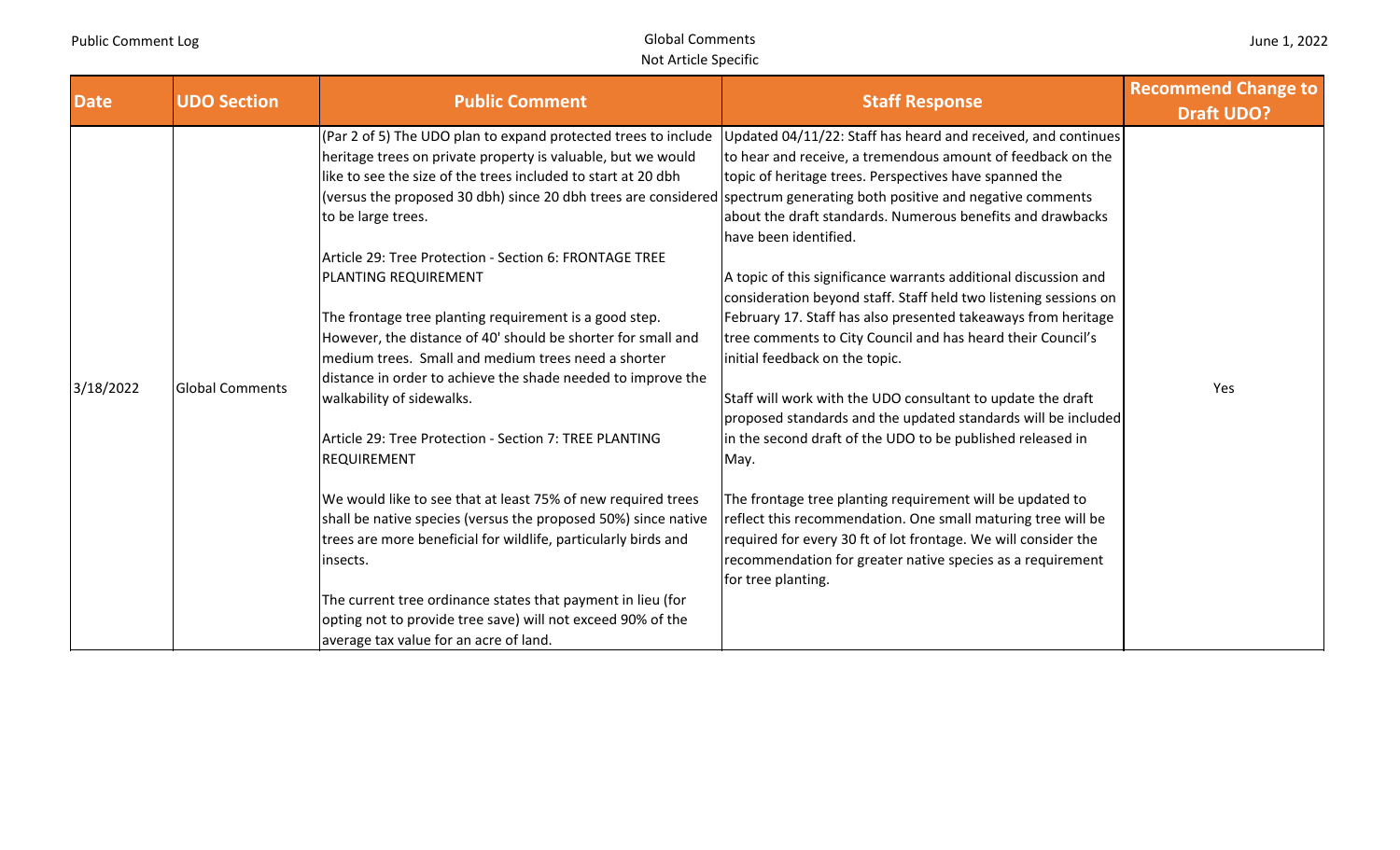| Date | UDO Section | Public Comment | Staff Response | Recommend Change to Draft UDO? |
|---|---|---|---|---|
| 3/18/2022 | Global Comments | (Par 2 of 5) The UDO plan to expand protected trees to include heritage trees on private property is valuable, but we would like to see the size of the trees included to start at 20 dbh (versus the proposed 30 dbh) since 20 dbh trees are considered to be large trees.<br><br>Article 29: Tree Protection - Section 6: FRONTAGE TREE PLANTING REQUIREMENT<br><br>The frontage tree planting requirement is a good step. However, the distance of 40' should be shorter for small and medium trees. Small and medium trees need a shorter distance in order to achieve the shade needed to improve the walkability of sidewalks.<br><br>Article 29: Tree Protection - Section 7: TREE PLANTING REQUIREMENT<br><br>We would like to see that at least 75% of new required trees shall be native species (versus the proposed 50%) since native trees are more beneficial for wildlife, particularly birds and insects.<br><br>The current tree ordinance states that payment in lieu (for opting not to provide tree save) will not exceed 90% of the average tax value for an acre of land. | Updated 04/11/22: Staff has heard and received, and continues to hear and receive, a tremendous amount of feedback on the topic of heritage trees. Perspectives have spanned the spectrum generating both positive and negative comments about the draft standards. Numerous benefits and drawbacks have been identified.<br><br>A topic of this significance warrants additional discussion and consideration beyond staff. Staff held two listening sessions on February 17. Staff has also presented takeaways from heritage tree comments to City Council and has heard their Council's initial feedback on the topic.<br><br>Staff will work with the UDO consultant to update the draft proposed standards and the updated standards will be included in the second draft of the UDO to be published released in May.<br><br>The frontage tree planting requirement will be updated to reflect this recommendation. One small maturing tree will be required for every 30 ft of lot frontage. We will consider the recommendation for greater native species as a requirement for tree planting. | Yes |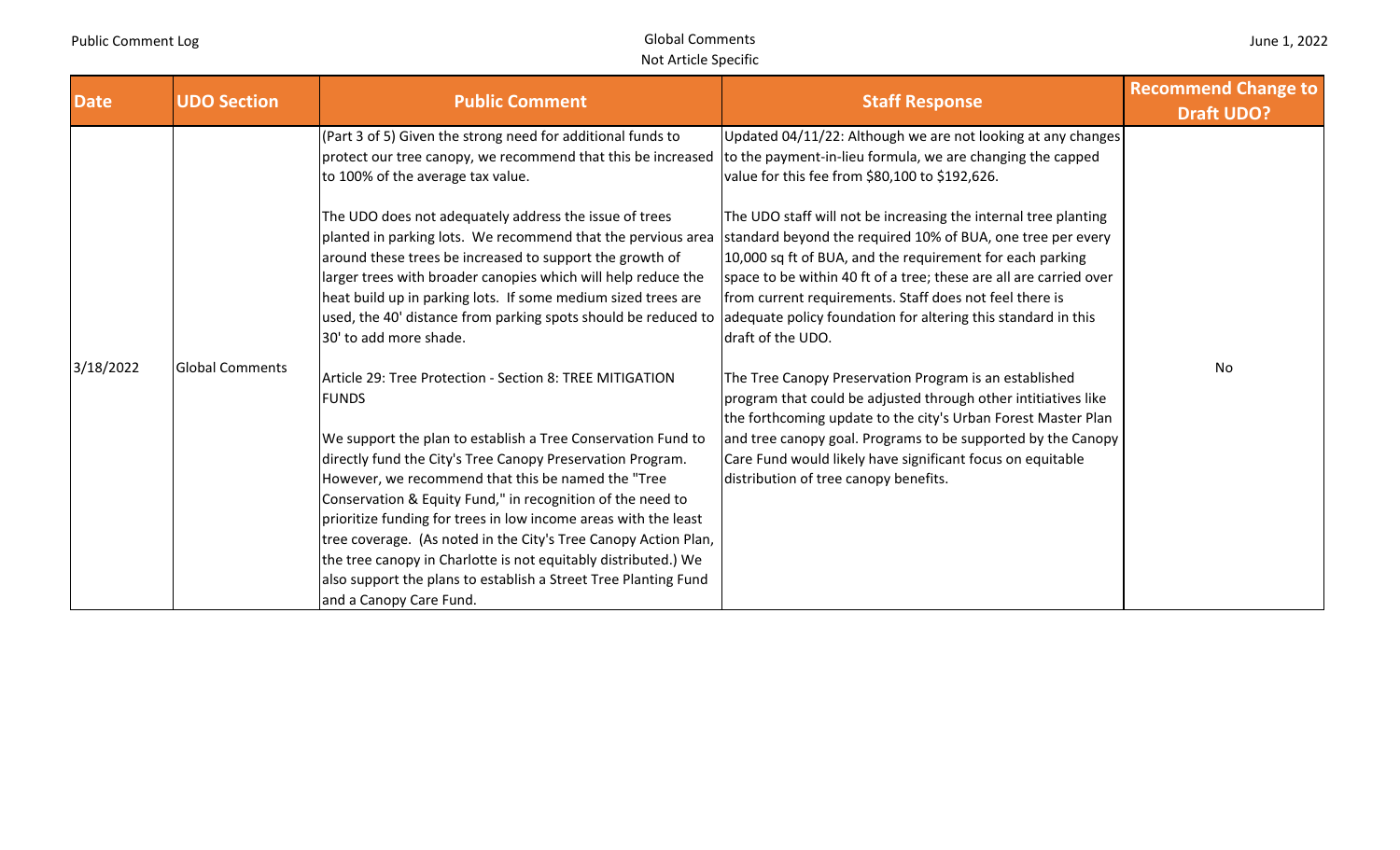| Date | UDO Section | Public Comment | Staff Response | Recommend Change to Draft UDO? |
| --- | --- | --- | --- | --- |
| 3/18/2022 | Global Comments | (Part 3 of 5) Given the strong need for additional funds to protect our tree canopy, we recommend that this be increased to 100% of the average tax value.<br><br>The UDO does not adequately address the issue of trees planted in parking lots. We recommend that the pervious area around these trees be increased to support the growth of larger trees with broader canopies which will help reduce the heat build up in parking lots. If some medium sized trees are used, the 40' distance from parking spots should be reduced to 30' to add more shade.<br><br>Article 29: Tree Protection - Section 8: TREE MITIGATION FUNDS<br><br>We support the plan to establish a Tree Conservation Fund to directly fund the City's Tree Canopy Preservation Program. However, we recommend that this be named the "Tree Conservation & Equity Fund," in recognition of the need to prioritize funding for trees in low income areas with the least tree coverage. (As noted in the City's Tree Canopy Action Plan, the tree canopy in Charlotte is not equitably distributed.) We also support the plans to establish a Street Tree Planting Fund and a Canopy Care Fund. | Updated 04/11/22: Although we are not looking at any changes to the payment-in-lieu formula, we are changing the capped value for this fee from $80,100 to $192,626.<br><br>The UDO staff will not be increasing the internal tree planting standard beyond the required 10% of BUA, one tree per every 10,000 sq ft of BUA, and the requirement for each parking space to be within 40 ft of a tree; these are all are carried over from current requirements. Staff does not feel there is adequate policy foundation for altering this standard in this draft of the UDO.<br><br>The Tree Canopy Preservation Program is an established program that could be adjusted through other intitiatives like the forthcoming update to the city's Urban Forest Master Plan and tree canopy goal. Programs to be supported by the Canopy Care Fund would likely have significant focus on equitable distribution of tree canopy benefits. | No |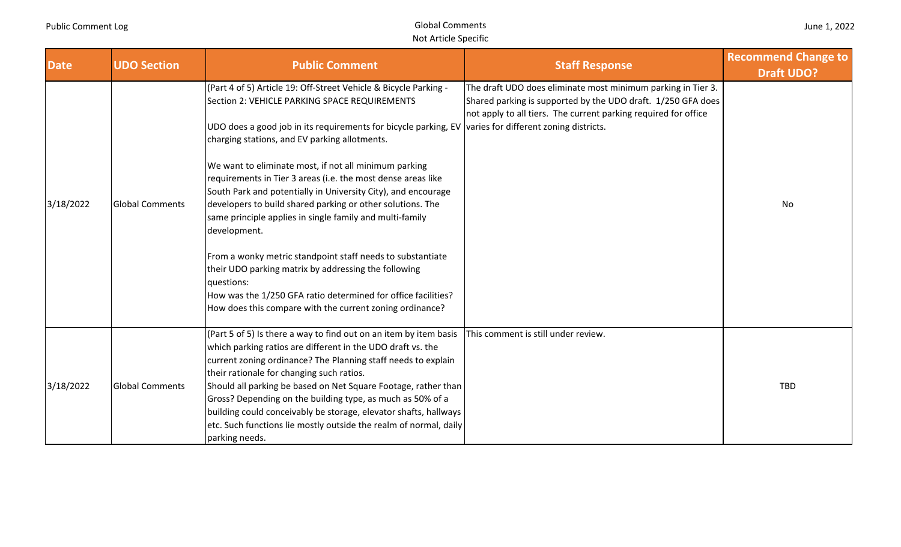| Date | UDO Section | Public Comment | Staff Response | Recommend Change to Draft UDO? |
|---|---|---|---|---|
| 3/18/2022 | Global Comments | (Part 4 of 5) Article 19: Off-Street Vehicle & Bicycle Parking - Section 2: VEHICLE PARKING SPACE REQUIREMENTS<br><br>UDO does a good job in its requirements for bicycle parking, EV charging stations, and EV parking allotments.<br><br>We want to eliminate most, if not all minimum parking requirements in Tier 3 areas (i.e. the most dense areas like South Park and potentially in University City), and encourage developers to build shared parking or other solutions. The same principle applies in single family and multi-family development.<br><br>From a wonky metric standpoint staff needs to substantiate their UDO parking matrix by addressing the following questions:<br>How was the 1/250 GFA ratio determined for office facilities?<br>How does this compare with the current zoning ordinance? | The draft UDO does eliminate most minimum parking in Tier 3. Shared parking is supported by the UDO draft. 1/250 GFA does not apply to all tiers. The current parking required for office varies for different zoning districts. | No |
| 3/18/2022 | Global Comments | (Part 5 of 5) Is there a way to find out on an item by item basis which parking ratios are different in the UDO draft vs. the current zoning ordinance? The Planning staff needs to explain their rationale for changing such ratios.<br>Should all parking be based on Net Square Footage, rather than Gross? Depending on the building type, as much as 50% of a building could conceivably be storage, elevator shafts, hallways etc. Such functions lie mostly outside the realm of normal, daily parking needs. | This comment is still under review. | TBD |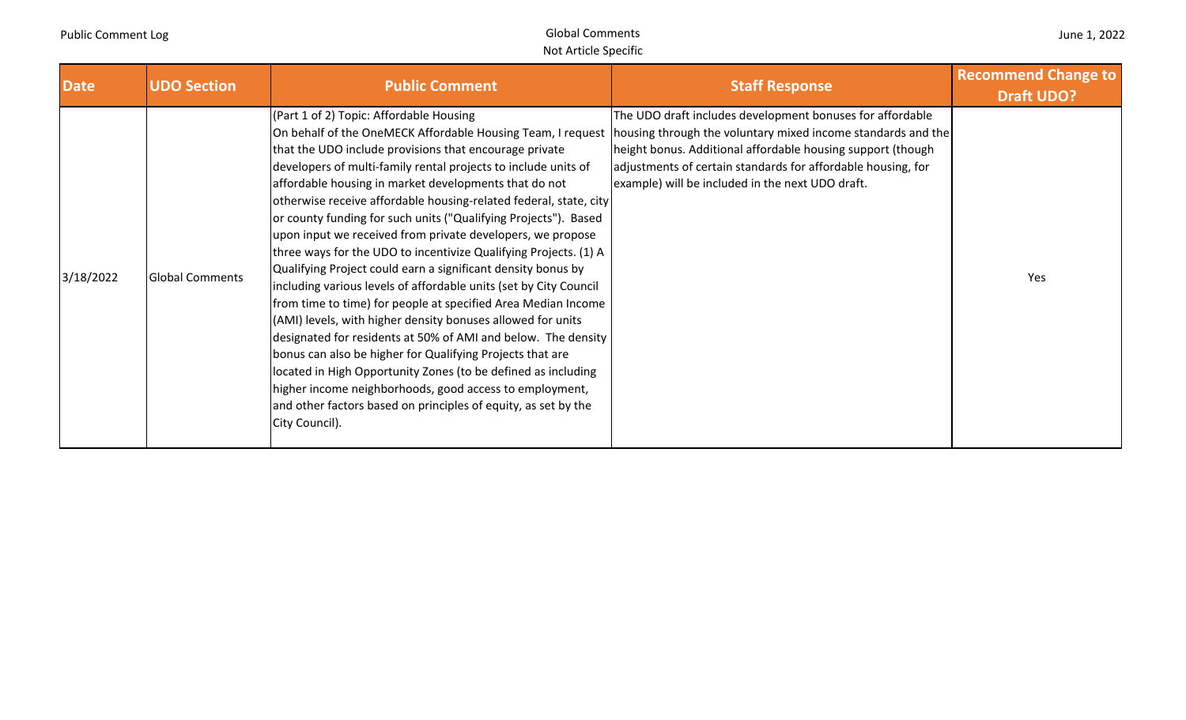| Date | UDO Section | Public Comment | Staff Response | Recommend Change to Draft UDO? |
| --- | --- | --- | --- | --- |
| 3/18/2022 | Global Comments | (Part 1 of 2) Topic: Affordable Housing On behalf of the OneMECK Affordable Housing Team, I request that the UDO include provisions that encourage private developers of multi-family rental projects to include units of affordable housing in market developments that do not otherwise receive affordable housing-related federal, state, city or county funding for such units ("Qualifying Projects"). Based upon input we received from private developers, we propose three ways for the UDO to incentivize Qualifying Projects. (1) A Qualifying Project could earn a significant density bonus by including various levels of affordable units (set by City Council from time to time) for people at specified Area Median Income (AMI) levels, with higher density bonuses allowed for units designated for residents at 50% of AMI and below. The density bonus can also be higher for Qualifying Projects that are located in High Opportunity Zones (to be defined as including higher income neighborhoods, good access to employment, and other factors based on principles of equity, as set by the City Council). | The UDO draft includes development bonuses for affordable housing through the voluntary mixed income standards and the height bonus. Additional affordable housing support (though adjustments of certain standards for affordable housing, for example) will be included in the next UDO draft. | Yes |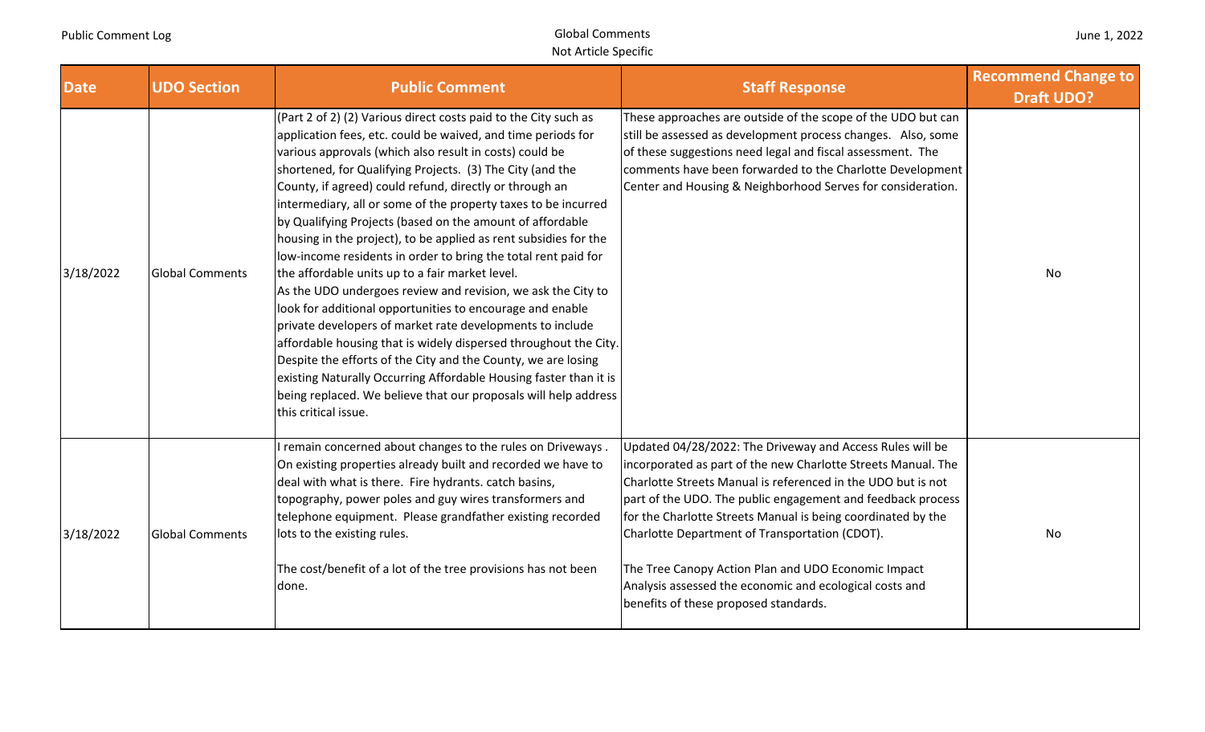| Date | UDO Section | Public Comment | Staff Response | Recommend Change to Draft UDO? |
|---|---|---|---|---|
| 3/18/2022 | Global Comments | (Part 2 of 2) (2) Various direct costs paid to the City such as application fees, etc. could be waived, and time periods for various approvals (which also result in costs) could be shortened, for Qualifying Projects. (3) The City (and the County, if agreed) could refund, directly or through an intermediary, all or some of the property taxes to be incurred by Qualifying Projects (based on the amount of affordable housing in the project), to be applied as rent subsidies for the low-income residents in order to bring the total rent paid for the affordable units up to a fair market level.<br>As the UDO undergoes review and revision, we ask the City to look for additional opportunities to encourage and enable private developers of market rate developments to include affordable housing that is widely dispersed throughout the City. Despite the efforts of the City and the County, we are losing existing Naturally Occurring Affordable Housing faster than it is being replaced. We believe that our proposals will help address this critical issue. | These approaches are outside of the scope of the UDO but can still be assessed as development process changes. Also, some of these suggestions need legal and fiscal assessment. The comments have been forwarded to the Charlotte Development Center and Housing & Neighborhood Serves for consideration. | No |
| 3/18/2022 | Global Comments | I remain concerned about changes to the rules on Driveways . On existing properties already built and recorded we have to deal with what is there. Fire hydrants. catch basins, topography, power poles and guy wires transformers and telephone equipment. Please grandfather existing recorded lots to the existing rules.<br><br>The cost/benefit of a lot of the tree provisions has not been done. | Updated 04/28/2022: The Driveway and Access Rules will be incorporated as part of the new Charlotte Streets Manual. The Charlotte Streets Manual is referenced in the UDO but is not part of the UDO. The public engagement and feedback process for the Charlotte Streets Manual is being coordinated by the Charlotte Department of Transportation (CDOT).<br><br>The Tree Canopy Action Plan and UDO Economic Impact Analysis assessed the economic and ecological costs and benefits of these proposed standards. | No |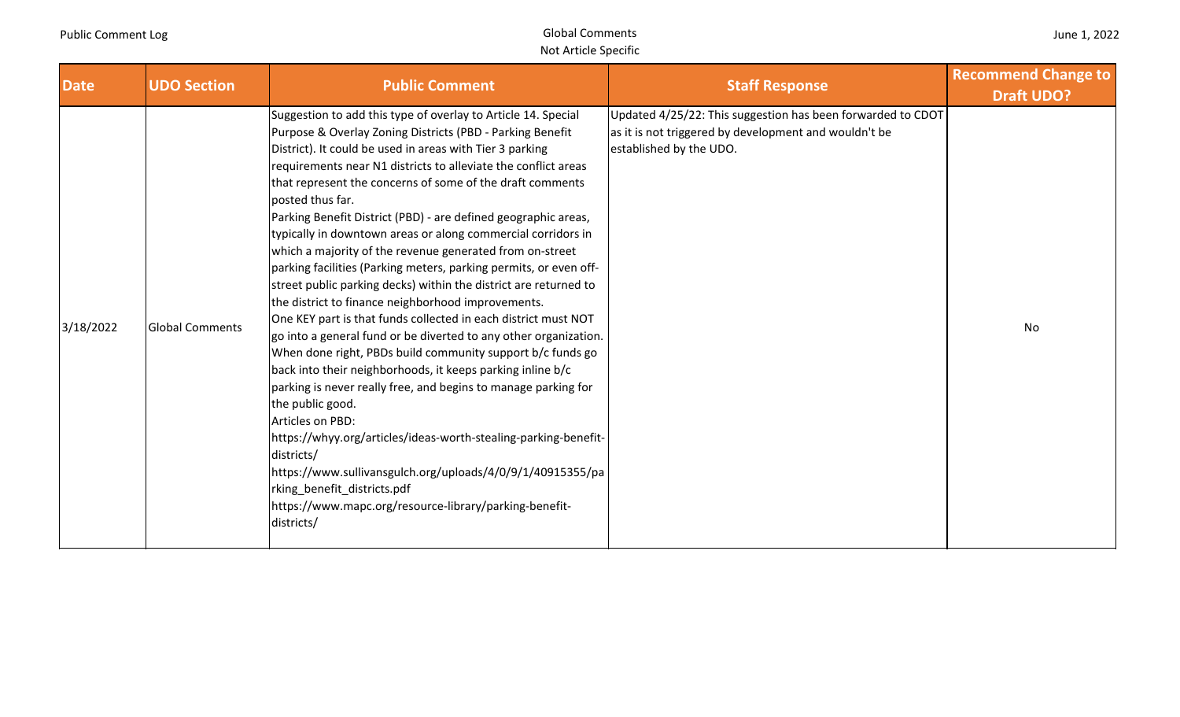| Date | UDO Section | Public Comment | Staff Response | Recommend Change to Draft UDO? |
| --- | --- | --- | --- | --- |
| 3/18/2022 | Global Comments | Suggestion to add this type of overlay to Article 14. Special Purpose & Overlay Zoning Districts (PBD - Parking Benefit District). It could be used in areas with Tier 3 parking requirements near N1 districts to alleviate the conflict areas that represent the concerns of some of the draft comments posted thus far.<br>Parking Benefit District (PBD) - are defined geographic areas, typically in downtown areas or along commercial corridors in which a majority of the revenue generated from on-street parking facilities (Parking meters, parking permits, or even off-street public parking decks) within the district are returned to the district to finance neighborhood improvements.<br>One KEY part is that funds collected in each district must NOT go into a general fund or be diverted to any other organization. When done right, PBDs build community support b/c funds go back into their neighborhoods, it keeps parking inline b/c parking is never really free, and begins to manage parking for the public good.<br>Articles on PBD:<br>https://whyy.org/articles/ideas-worth-stealing-parking-benefit-districts/<br>https://www.sullivansgulch.org/uploads/4/0/9/1/40915355/parking_benefit_districts.pdf<br>https://www.mapc.org/resource-library/parking-benefit-districts/ | Updated 4/25/22: This suggestion has been forwarded to CDOT as it is not triggered by development and wouldn't be established by the UDO. | No |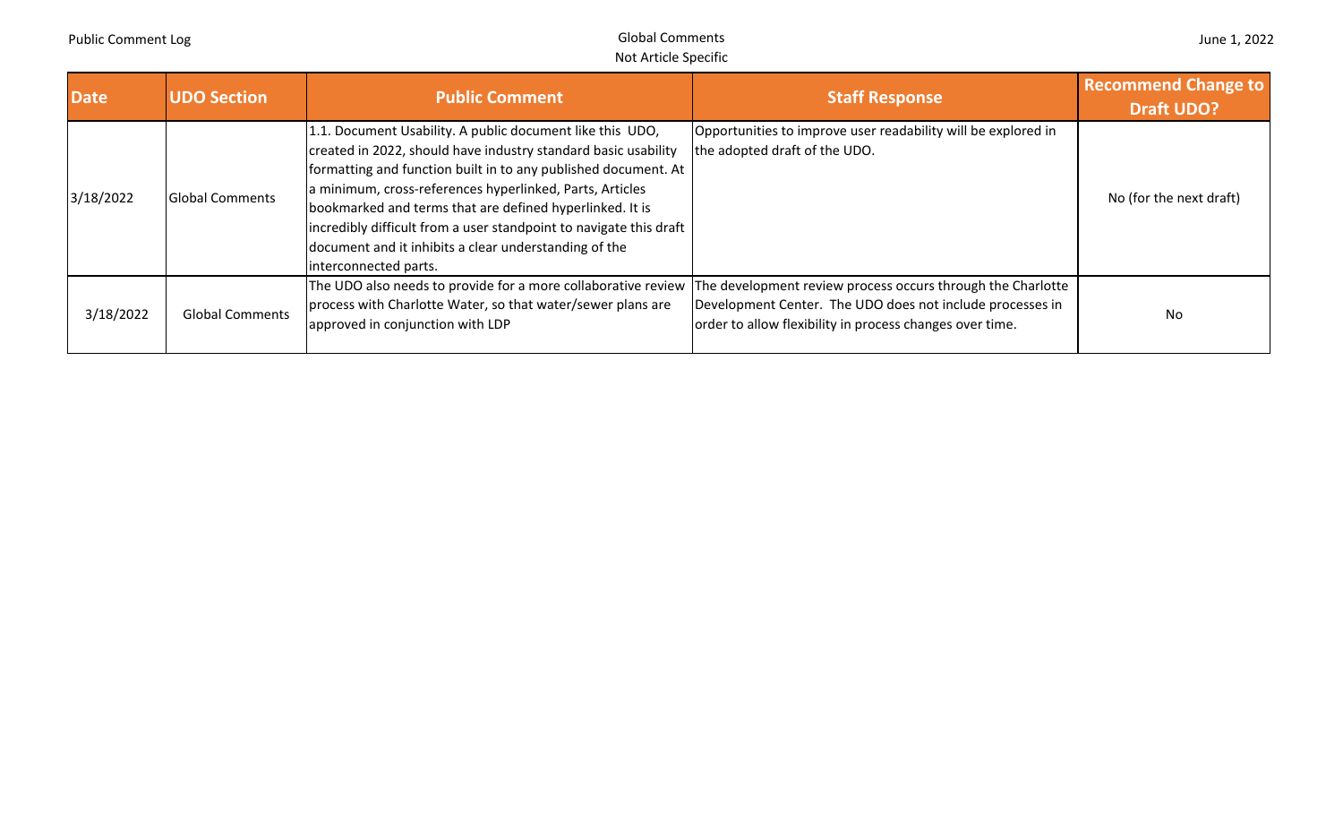| Date | UDO Section | Public Comment | Staff Response | Recommend Change to Draft UDO? |
|---|---|---|---|---|
| 3/18/2022 | Global Comments | 1.1. Document Usability. A public document like this UDO, created in 2022, should have industry standard basic usability formatting and function built in to any published document. At a minimum, cross-references hyperlinked, Parts, Articles bookmarked and terms that are defined hyperlinked. It is incredibly difficult from a user standpoint to navigate this draft document and it inhibits a clear understanding of the interconnected parts. | Opportunities to improve user readability will be explored in the adopted draft of the UDO. | No (for the next draft) |
| 3/18/2022 | Global Comments | The UDO also needs to provide for a more collaborative review process with Charlotte Water, so that water/sewer plans are approved in conjunction with LDP | The development review process occurs through the Charlotte Development Center. The UDO does not include processes in order to allow flexibility in process changes over time. | No |